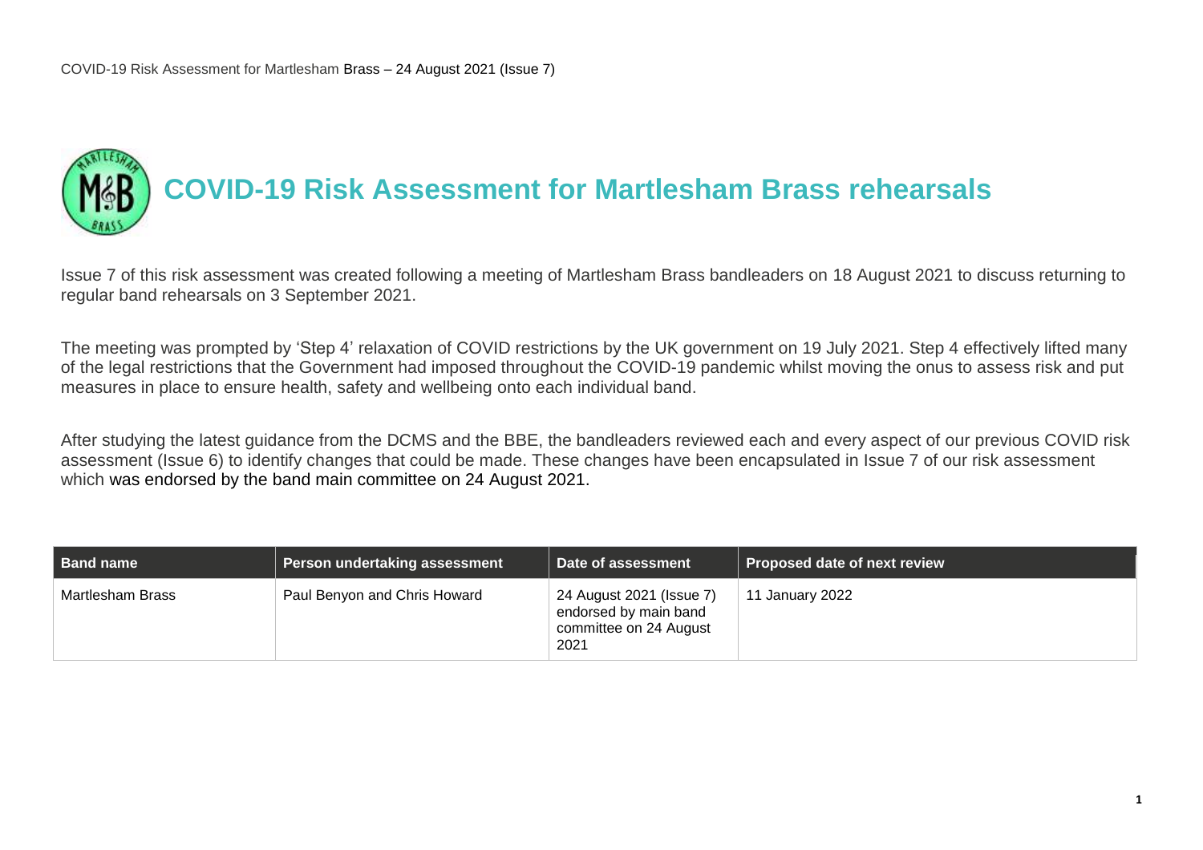# COVID-19 Risk Assessment for Martlesham Brass rehearsals

Issue 7 of this risk assessment was created following a meeting of Martlesham Brass bandleaders on 18 August 2021 to discuss returning to regular band rehearsals on 3 September 2021.

The meeting was prompted by 'Step 4' relaxation of COVID restrictions by the UK government on 19 July 2021. Step 4 effectively lifted many of the legal restrictions that the Government had imposed throughout the COVID-19 pandemic whilst moving the onus to assess risk and put measures in place to ensure health, safety and wellbeing onto each individual band.

After studying the latest guidance from the DCMS and the BBE, the bandleaders reviewed each and every aspect of our previous COVID risk assessment (Issue 6) to identify changes that could be made. These changes have been encapsulated in Issue 7 of our risk assessment which was endorsed by the band main committee on 24 August 2021.

| Band name | Person undertaking assessment | Date of assessment | Proposed date of next review |
|---|---|---|---|
| Martlesham Brass | Paul Benyon and Chris Howard | 24 August 2021 (Issue 7) endorsed by main band committee on 24 August 2021 | 11 January 2022 |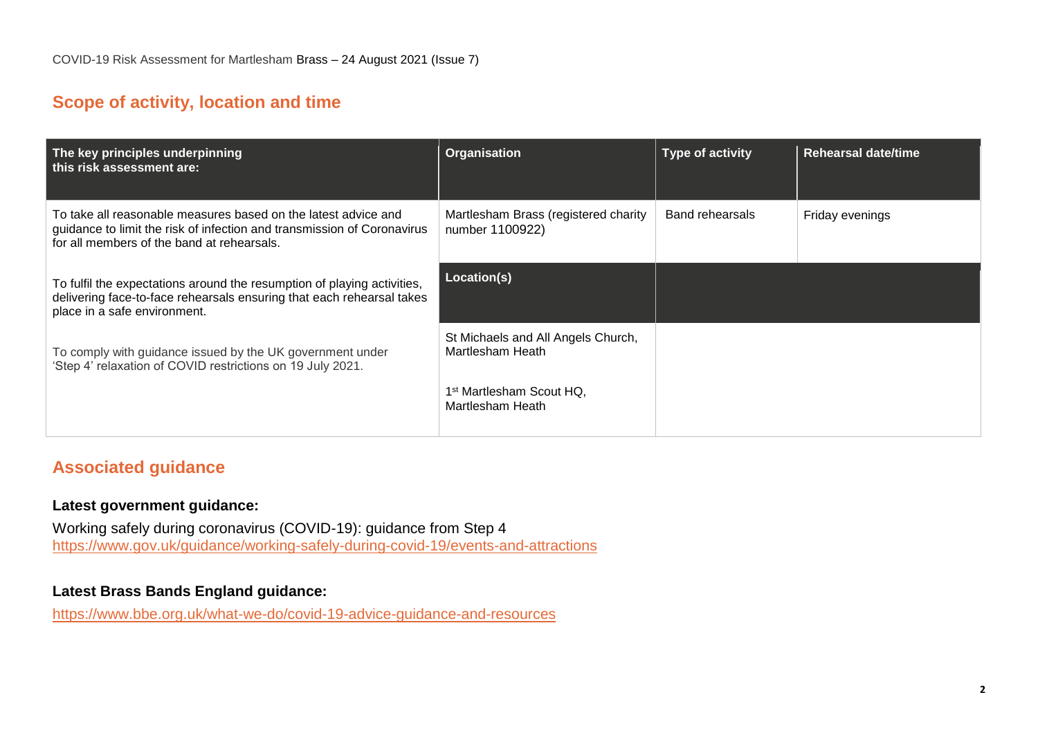COVID-19 Risk Assessment for Martlesham Brass – 24 August 2021 (Issue 7)

## Scope of activity, location and time

| The key principles underpinning this risk assessment are: | Organisation | Type of activity | Rehearsal date/time |
|---|---|---|---|
| To take all reasonable measures based on the latest advice and guidance to limit the risk of infection and transmission of Coronavirus for all members of the band at rehearsals. | Martlesham Brass (registered charity number 1100922) | Band rehearsals | Friday evenings |
| To fulfil the expectations around the resumption of playing activities, delivering face-to-face rehearsals ensuring that each rehearsal takes place in a safe environment. | **Location(s)** | | |
| To comply with guidance issued by the UK government under 'Step 4' relaxation of COVID restrictions on 19 July 2021. | St Michaels and All Angels Church, Martlesham Heath<br><br>1st Martlesham Scout HQ, Martlesham Heath | | |

## Associated guidance

### Latest government guidance:

Working safely during coronavirus (COVID-19): guidance from Step 4
https://www.gov.uk/guidance/working-safely-during-covid-19/events-and-attractions

### Latest Brass Bands England guidance:

https://www.bbe.org.uk/what-we-do/covid-19-advice-guidance-and-resources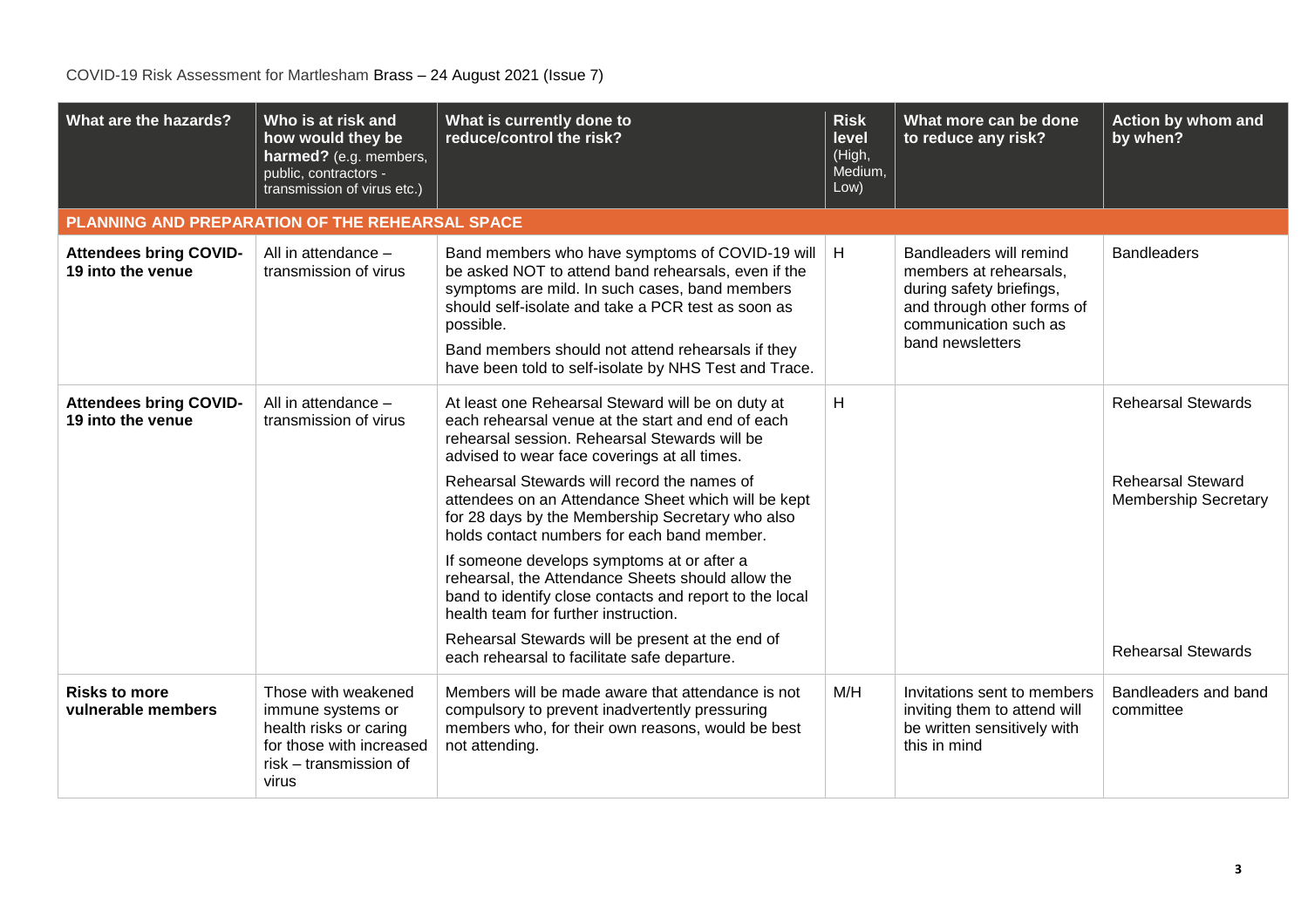COVID-19 Risk Assessment for Martlesham Brass – 24 August 2021 (Issue 7)

| What are the hazards? | Who is at risk and how would they be harmed? (e.g. members, public, contractors - transmission of virus etc.) | What is currently done to reduce/control the risk? | Risk level (High, Medium, Low) | What more can be done to reduce any risk? | Action by whom and by when? |
|---|---|---|---|---|---|
| **PLANNING AND PREPARATION OF THE REHEARSAL SPACE** | | | | | |
| **Attendees bring COVID-19 into the venue** | All in attendance – transmission of virus | Band members who have symptoms of COVID-19 will be asked NOT to attend band rehearsals, even if the symptoms are mild. In such cases, band members should self-isolate and take a PCR test as soon as possible.<br><br>Band members should not attend rehearsals if they have been told to self-isolate by NHS Test and Trace. | H | Bandleaders will remind members at rehearsals, during safety briefings, and through other forms of communication such as band newsletters | Bandleaders |
| **Attendees bring COVID-19 into the venue** | All in attendance – transmission of virus | At least one Rehearsal Steward will be on duty at each rehearsal venue at the start and end of each rehearsal session. Rehearsal Stewards will be advised to wear face coverings at all times.<br><br>Rehearsal Stewards will record the names of attendees on an Attendance Sheet which will be kept for 28 days by the Membership Secretary who also holds contact numbers for each band member.<br><br>If someone develops symptoms at or after a rehearsal, the Attendance Sheets should allow the band to identify close contacts and report to the local health team for further instruction.<br><br>Rehearsal Stewards will be present at the end of each rehearsal to facilitate safe departure. | H | | Rehearsal Stewards<br><br>Rehearsal Steward Membership Secretary<br><br>Rehearsal Stewards |
| **Risks to more vulnerable members** | Those with weakened immune systems or health risks or caring for those with increased risk – transmission of virus | Members will be made aware that attendance is not compulsory to prevent inadvertently pressuring members who, for their own reasons, would be best not attending. | M/H | Invitations sent to members inviting them to attend will be written sensitively with this in mind | Bandleaders and band committee |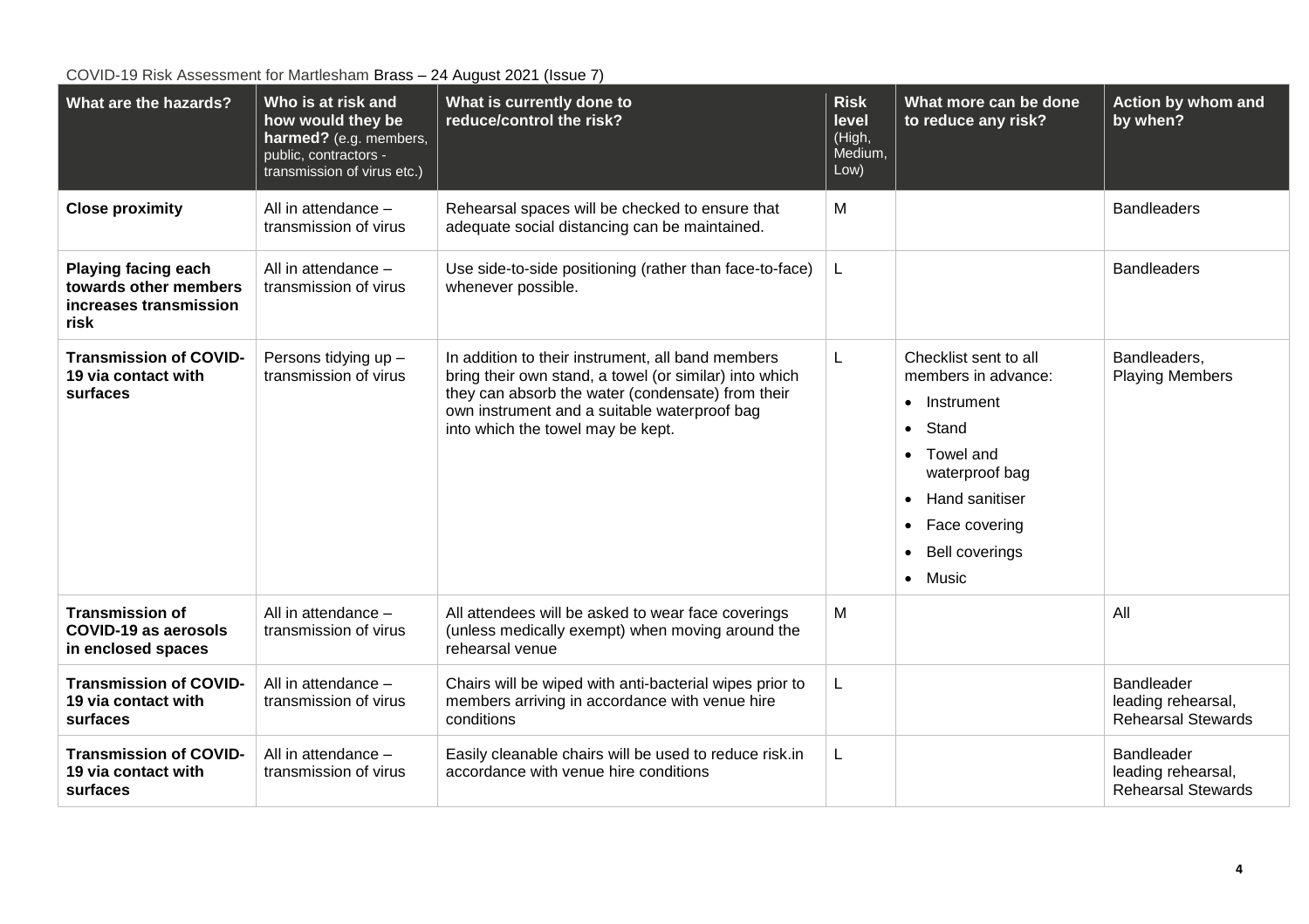COVID-19 Risk Assessment for Martlesham Brass – 24 August 2021 (Issue 7)

| What are the hazards? | Who is at risk and how would they be harmed? (e.g. members, public, contractors - transmission of virus etc.) | What is currently done to reduce/control the risk? | Risk level (High, Medium, Low) | What more can be done to reduce any risk? | Action by whom and by when? |
|---|---|---|---|---|---|
| **Close proximity** | All in attendance – transmission of virus | Rehearsal spaces will be checked to ensure that adequate social distancing can be maintained. | M | | Bandleaders |
| **Playing facing each towards other members increases transmission risk** | All in attendance – transmission of virus | Use side-to-side positioning (rather than face-to-face) whenever possible. | L | | Bandleaders |
| **Transmission of COVID-19 via contact with surfaces** | Persons tidying up – transmission of virus | In addition to their instrument, all band members bring their own stand, a towel (or similar) into which they can absorb the water (condensate) from their own instrument and a suitable waterproof bag into which the towel may be kept. | L | Checklist sent to all members in advance: <br>• Instrument <br>• Stand <br>• Towel and waterproof bag <br>• Hand sanitiser <br>• Face covering <br>• Bell coverings <br>• Music | Bandleaders, Playing Members |
| **Transmission of COVID-19 as aerosols in enclosed spaces** | All in attendance – transmission of virus | All attendees will be asked to wear face coverings (unless medically exempt) when moving around the rehearsal venue | M | | All |
| **Transmission of COVID-19 via contact with surfaces** | All in attendance – transmission of virus | Chairs will be wiped with anti-bacterial wipes prior to members arriving in accordance with venue hire conditions | L | | Bandleader leading rehearsal, Rehearsal Stewards |
| **Transmission of COVID-19 via contact with surfaces** | All in attendance – transmission of virus | Easily cleanable chairs will be used to reduce risk.in accordance with venue hire conditions | L | | Bandleader leading rehearsal, Rehearsal Stewards |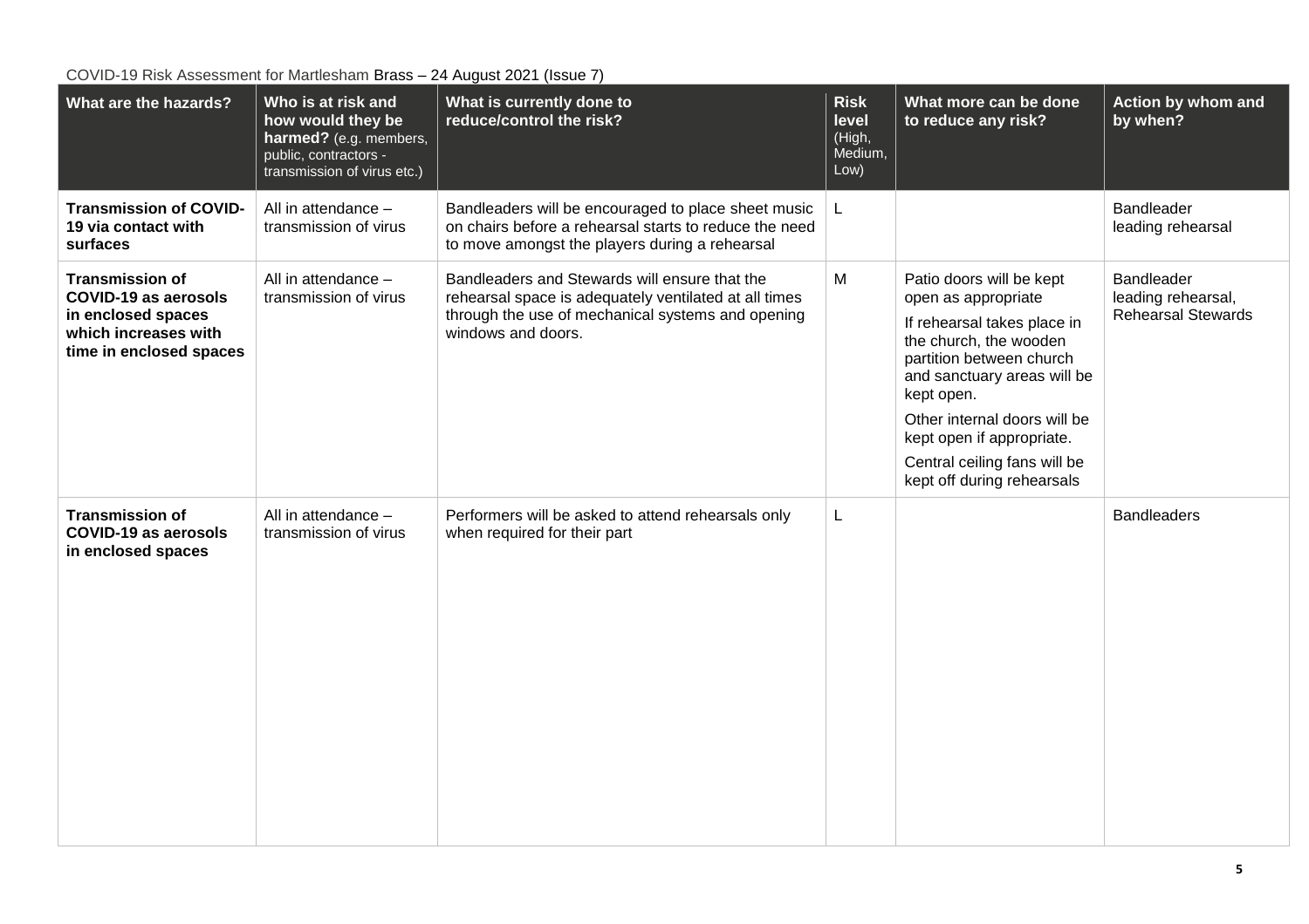COVID-19 Risk Assessment for Martlesham Brass – 24 August 2021 (Issue 7)

| What are the hazards? | Who is at risk and how would they be harmed? (e.g. members, public, contractors - transmission of virus etc.) | What is currently done to reduce/control the risk? | Risk level (High, Medium, Low) | What more can be done to reduce any risk? | Action by whom and by when? |
|---|---|---|---|---|---|
| **Transmission of COVID-19 via contact with surfaces** | All in attendance – transmission of virus | Bandleaders will be encouraged to place sheet music on chairs before a rehearsal starts to reduce the need to move amongst the players during a rehearsal | L | | Bandleader leading rehearsal |
| **Transmission of COVID-19 as aerosols in enclosed spaces which increases with time in enclosed spaces** | All in attendance – transmission of virus | Bandleaders and Stewards will ensure that the rehearsal space is adequately ventilated at all times through the use of mechanical systems and opening windows and doors. | M | Patio doors will be kept open as appropriate<br><br>If rehearsal takes place in the church, the wooden partition between church and sanctuary areas will be kept open.<br><br>Other internal doors will be kept open if appropriate.<br><br>Central ceiling fans will be kept off during rehearsals | Bandleader leading rehearsal, Rehearsal Stewards |
| **Transmission of COVID-19 as aerosols in enclosed spaces** | All in attendance – transmission of virus | Performers will be asked to attend rehearsals only when required for their part | L | | Bandleaders |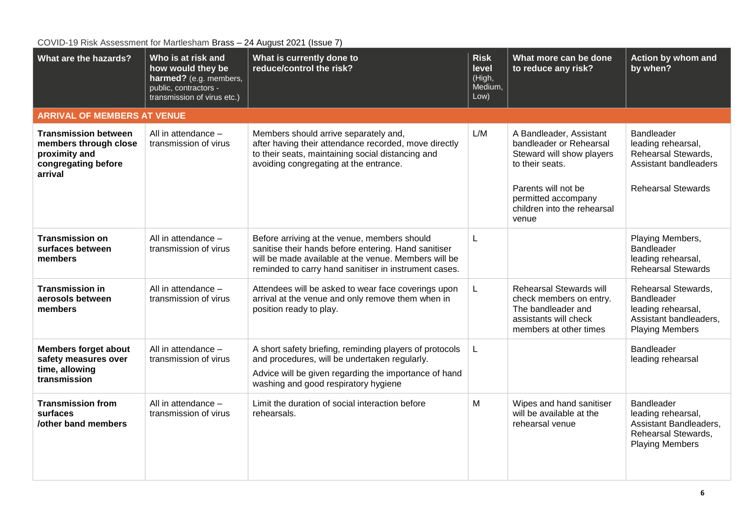COVID-19 Risk Assessment for Martlesham Brass – 24 August 2021 (Issue 7)

| What are the hazards? | Who is at risk and how would they be harmed? (e.g. members, public, contractors - transmission of virus etc.) | What is currently done to reduce/control the risk? | Risk level (High, Medium, Low) | What more can be done to reduce any risk? | Action by whom and by when? |
|---|---|---|---|---|---|
| **ARRIVAL OF MEMBERS AT VENUE** | | | | | |
| **Transmission between members through close proximity and congregating before arrival** | All in attendance – transmission of virus | Members should arrive separately and, after having their attendance recorded, move directly to their seats, maintaining social distancing and avoiding congregating at the entrance. | L/M | A Bandleader, Assistant bandleader or Rehearsal Steward will show players to their seats.<br><br>Parents will not be permitted accompany children into the rehearsal venue | Bandleader leading rehearsal, Rehearsal Stewards, Assistant bandleaders<br><br>Rehearsal Stewards |
| **Transmission on surfaces between members** | All in attendance – transmission of virus | Before arriving at the venue, members should sanitise their hands before entering. Hand sanitiser will be made available at the venue. Members will be reminded to carry hand sanitiser in instrument cases. | L | | Playing Members, Bandleader leading rehearsal, Rehearsal Stewards |
| **Transmission in aerosols between members** | All in attendance – transmission of virus | Attendees will be asked to wear face coverings upon arrival at the venue and only remove them when in position ready to play. | L | Rehearsal Stewards will check members on entry. The bandleader and assistants will check members at other times | Rehearsal Stewards, Bandleader leading rehearsal, Assistant bandleaders, Playing Members |
| **Members forget about safety measures over time, allowing transmission** | All in attendance – transmission of virus | A short safety briefing, reminding players of protocols and procedures, will be undertaken regularly.<br><br>Advice will be given regarding the importance of hand washing and good respiratory hygiene | L | | Bandleader leading rehearsal |
| **Transmission from surfaces /other band members** | All in attendance – transmission of virus | Limit the duration of social interaction before rehearsals. | M | Wipes and hand sanitiser will be available at the rehearsal venue | Bandleader leading rehearsal, Assistant Bandleaders, Rehearsal Stewards, Playing Members |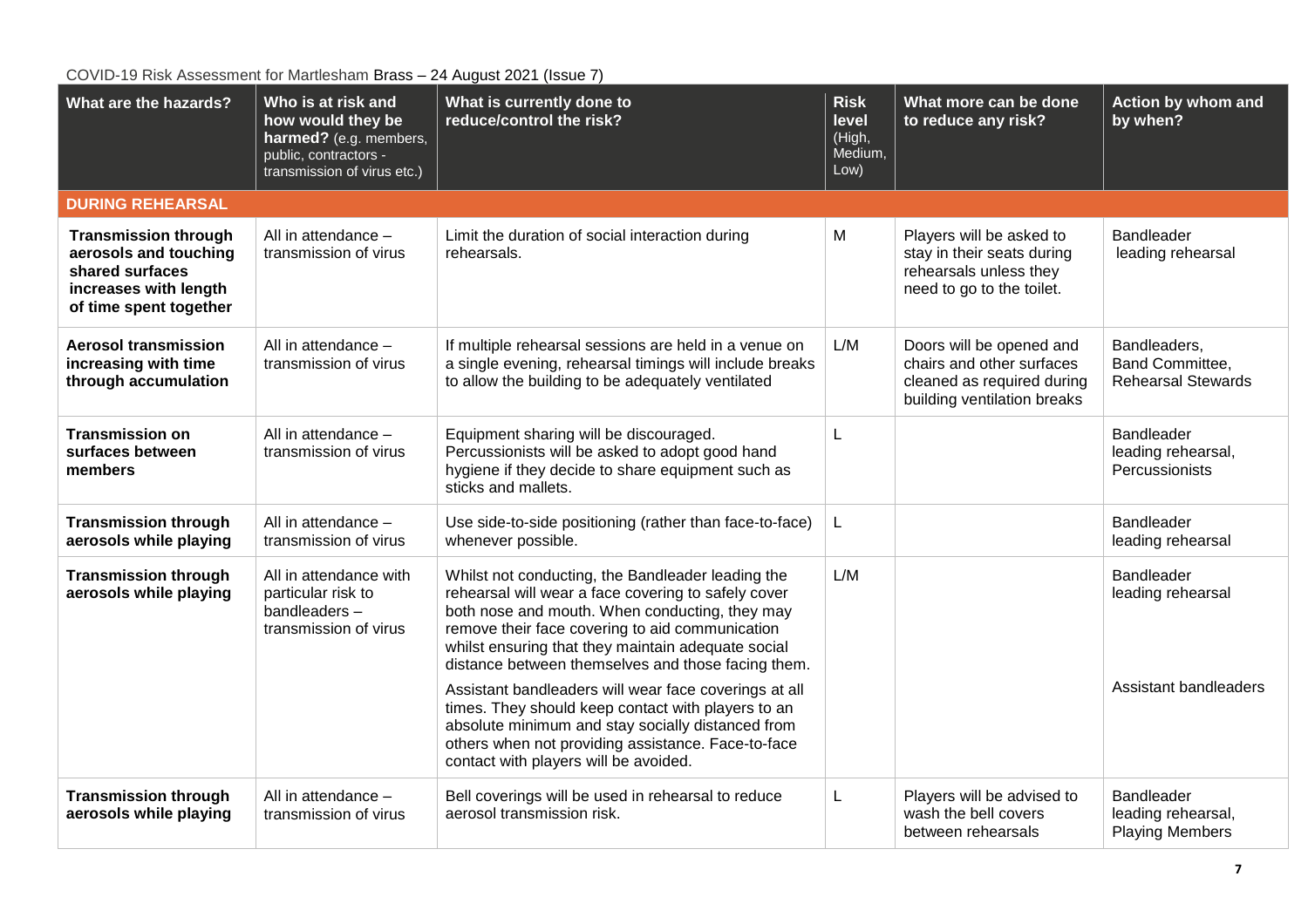COVID-19 Risk Assessment for Martlesham Brass – 24 August 2021 (Issue 7)

| What are the hazards? | Who is at risk and how would they be harmed? (e.g. members, public, contractors - transmission of virus etc.) | What is currently done to reduce/control the risk? | Risk level (High, Medium, Low) | What more can be done to reduce any risk? | Action by whom and by when? |
|---|---|---|---|---|---|
| **DURING REHEARSAL** | | | | | |
| **Transmission through aerosols and touching shared surfaces increases with length of time spent together** | All in attendance – transmission of virus | Limit the duration of social interaction during rehearsals. | M | Players will be asked to stay in their seats during rehearsals unless they need to go to the toilet. | Bandleader leading rehearsal |
| **Aerosol transmission increasing with time through accumulation** | All in attendance – transmission of virus | If multiple rehearsal sessions are held in a venue on a single evening, rehearsal timings will include breaks to allow the building to be adequately ventilated | L/M | Doors will be opened and chairs and other surfaces cleaned as required during building ventilation breaks | Bandleaders, Band Committee, Rehearsal Stewards |
| **Transmission on surfaces between members** | All in attendance – transmission of virus | Equipment sharing will be discouraged. Percussionists will be asked to adopt good hand hygiene if they decide to share equipment such as sticks and mallets. | L | | Bandleader leading rehearsal, Percussionists |
| **Transmission through aerosols while playing** | All in attendance – transmission of virus | Use side-to-side positioning (rather than face-to-face) whenever possible. | L | | Bandleader leading rehearsal |
| **Transmission through aerosols while playing** | All in attendance with particular risk to bandleaders – transmission of virus | Whilst not conducting, the Bandleader leading the rehearsal will wear a face covering to safely cover both nose and mouth. When conducting, they may remove their face covering to aid communication whilst ensuring that they maintain adequate social distance between themselves and those facing them.<br><br>Assistant bandleaders will wear face coverings at all times. They should keep contact with players to an absolute minimum and stay socially distanced from others when not providing assistance. Face-to-face contact with players will be avoided. | L/M | | Bandleader leading rehearsal<br><br>Assistant bandleaders |
| **Transmission through aerosols while playing** | All in attendance – transmission of virus | Bell coverings will be used in rehearsal to reduce aerosol transmission risk. | L | Players will be advised to wash the bell covers between rehearsals | Bandleader leading rehearsal, Playing Members |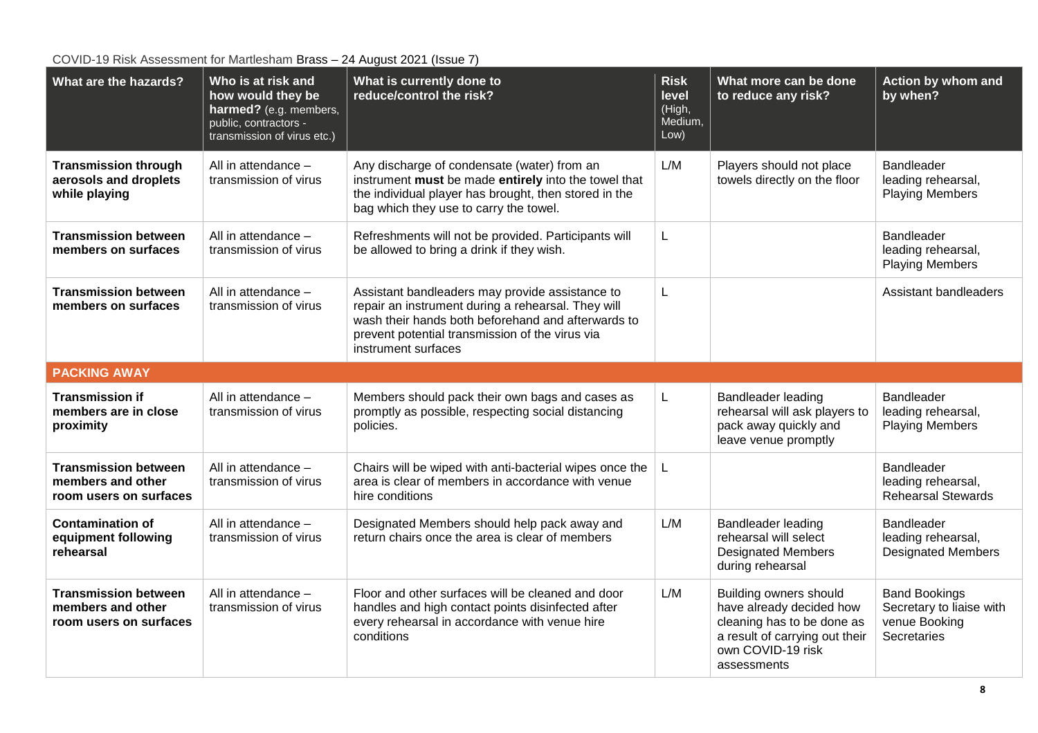COVID-19 Risk Assessment for Martlesham Brass – 24 August 2021 (Issue 7)

| What are the hazards? | Who is at risk and how would they be harmed? (e.g. members, public, contractors - transmission of virus etc.) | What is currently done to reduce/control the risk? | Risk level (High, Medium, Low) | What more can be done to reduce any risk? | Action by whom and by when? |
|---|---|---|---|---|---|
| **Transmission through aerosols and droplets while playing** | All in attendance – transmission of virus | Any discharge of condensate (water) from an instrument **must** be made **entirely** into the towel that the individual player has brought, then stored in the bag which they use to carry the towel. | L/M | Players should not place towels directly on the floor | Bandleader leading rehearsal, Playing Members |
| **Transmission between members on surfaces** | All in attendance – transmission of virus | Refreshments will not be provided. Participants will be allowed to bring a drink if they wish. | L | | Bandleader leading rehearsal, Playing Members |
| **Transmission between members on surfaces** | All in attendance – transmission of virus | Assistant bandleaders may provide assistance to repair an instrument during a rehearsal. They will wash their hands both beforehand and afterwards to prevent potential transmission of the virus via instrument surfaces | L | | Assistant bandleaders |
| **PACKING AWAY** | | | | | |
| **Transmission if members are in close proximity** | All in attendance – transmission of virus | Members should pack their own bags and cases as promptly as possible, respecting social distancing policies. | L | Bandleader leading rehearsal will ask players to pack away quickly and leave venue promptly | Bandleader leading rehearsal, Playing Members |
| **Transmission between members and other room users on surfaces** | All in attendance – transmission of virus | Chairs will be wiped with anti-bacterial wipes once the area is clear of members in accordance with venue hire conditions | L | | Bandleader leading rehearsal, Rehearsal Stewards |
| **Contamination of equipment following rehearsal** | All in attendance – transmission of virus | Designated Members should help pack away and return chairs once the area is clear of members | L/M | Bandleader leading rehearsal will select Designated Members during rehearsal | Bandleader leading rehearsal, Designated Members |
| **Transmission between members and other room users on surfaces** | All in attendance – transmission of virus | Floor and other surfaces will be cleaned and door handles and high contact points disinfected after every rehearsal in accordance with venue hire conditions | L/M | Building owners should have already decided how cleaning has to be done as a result of carrying out their own COVID-19 risk assessments | Band Bookings Secretary to liaise with venue Booking Secretaries |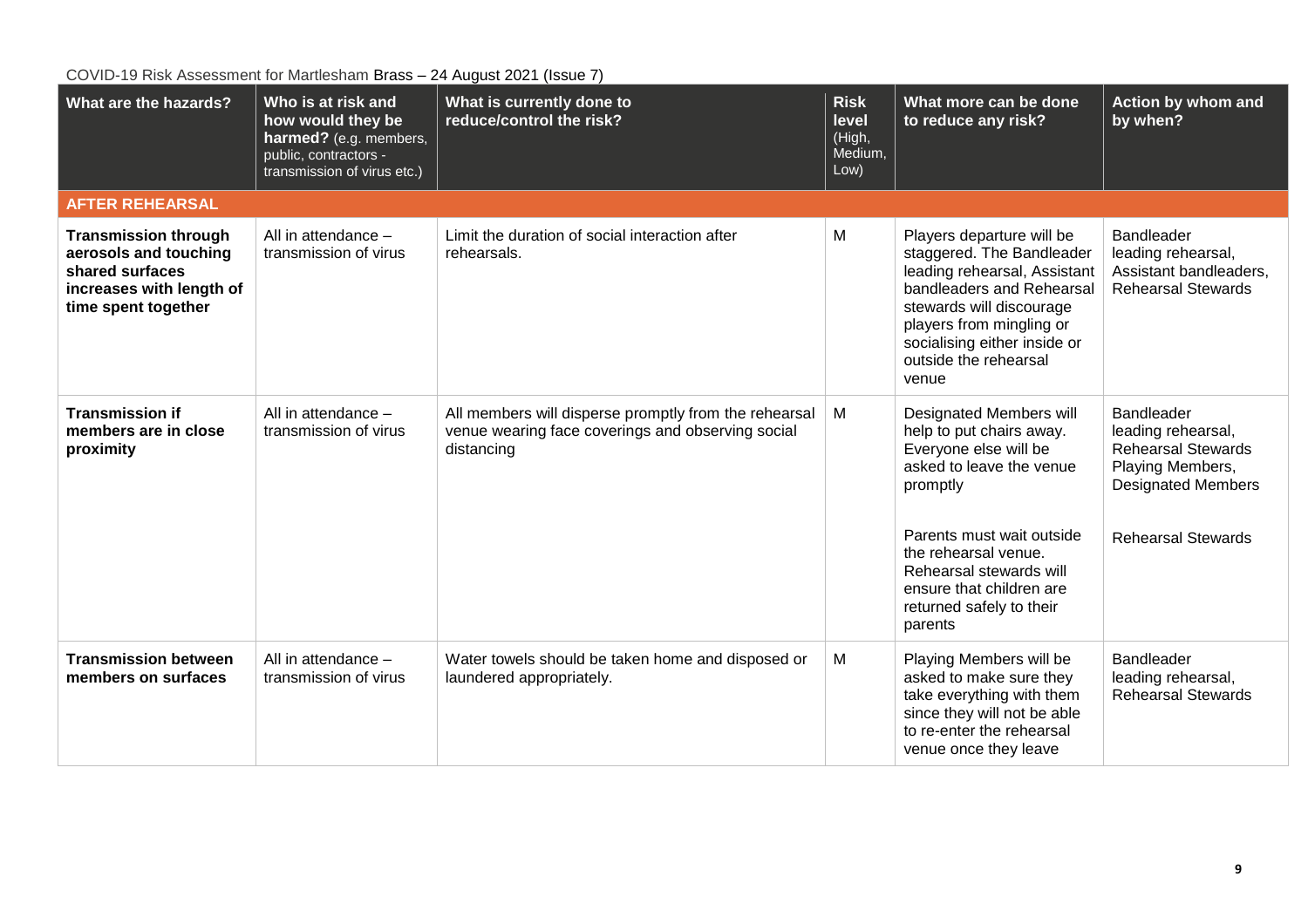COVID-19 Risk Assessment for Martlesham Brass – 24 August 2021 (Issue 7)

| What are the hazards? | Who is at risk and how would they be harmed? (e.g. members, public, contractors - transmission of virus etc.) | What is currently done to reduce/control the risk? | Risk level (High, Medium, Low) | What more can be done to reduce any risk? | Action by whom and by when? |
|---|---|---|---|---|---|
| **AFTER REHEARSAL** | | | | | |
| **Transmission through aerosols and touching shared surfaces increases with length of time spent together** | All in attendance – transmission of virus | Limit the duration of social interaction after rehearsals. | M | Players departure will be staggered. The Bandleader leading rehearsal, Assistant bandleaders and Rehearsal stewards will discourage players from mingling or socialising either inside or outside the rehearsal venue | Bandleader leading rehearsal, Assistant bandleaders, Rehearsal Stewards |
| **Transmission if members are in close proximity** | All in attendance – transmission of virus | All members will disperse promptly from the rehearsal venue wearing face coverings and observing social distancing | M | Designated Members will help to put chairs away. Everyone else will be asked to leave the venue promptly<br><br>Parents must wait outside the rehearsal venue. Rehearsal stewards will ensure that children are returned safely to their parents | Bandleader leading rehearsal, Rehearsal Stewards Playing Members, Designated Members<br><br>Rehearsal Stewards |
| **Transmission between members on surfaces** | All in attendance – transmission of virus | Water towels should be taken home and disposed or laundered appropriately. | M | Playing Members will be asked to make sure they take everything with them since they will not be able to re-enter the rehearsal venue once they leave | Bandleader leading rehearsal, Rehearsal Stewards |